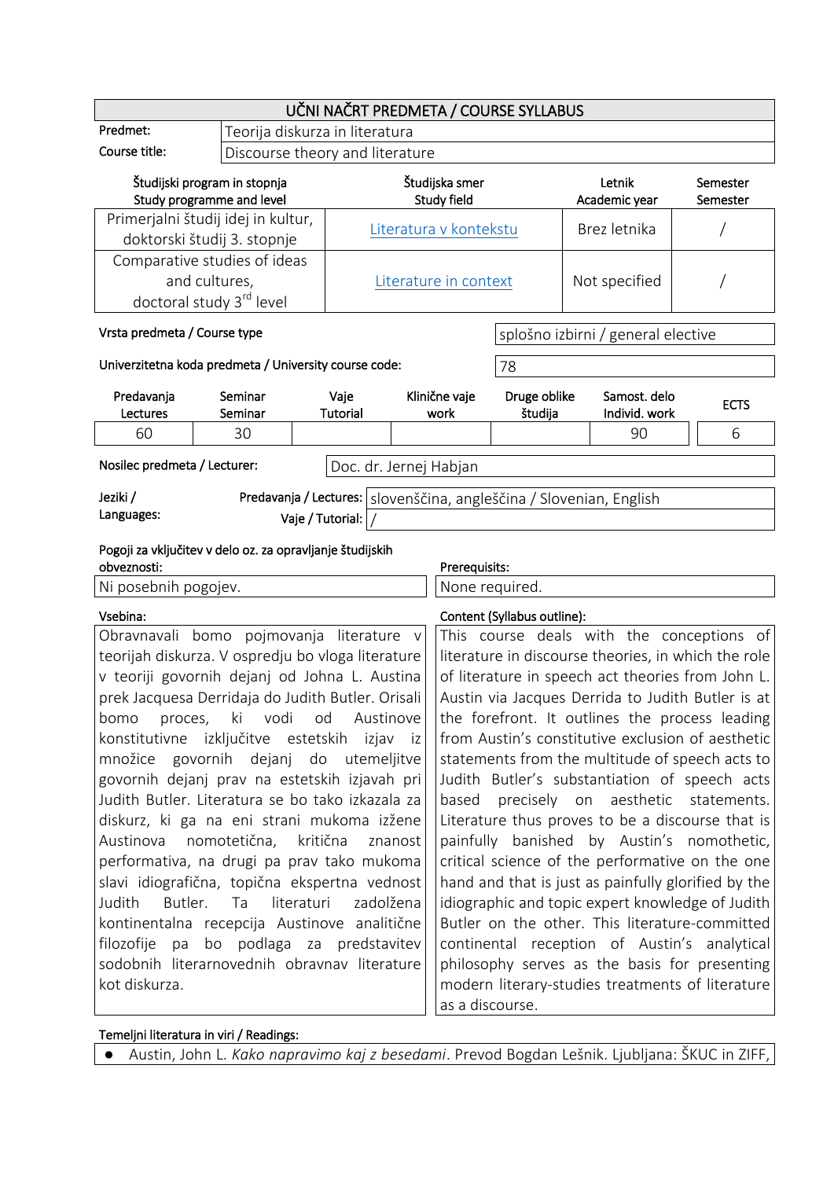## UČNI NAČRT PREDMETA / COURSE SYLLABUS

| | |
|---|---|
| Predmet: | Teorija diskurza in literatura |
| Course title: | Discourse theory and literature |

| Študijski program in stopnja<br>Study programme and level | Študijska smer<br>Study field | Letnik<br>Academic year | Semester<br>Semester |
|---|---|---|---|
| Primerjalni študij idej in kultur, doktorski študij 3. stopnje | Literatura v kontekstu | Brez letnika | / |
| Comparative studies of ideas and cultures, doctoral study 3rd level | Literature in context | Not specified | / |

| | |
|---|---|
| Vrsta predmeta / Course type | splošno izbirni / general elective |
| Univerzitetna koda predmeta / University course code: | 78 |

| Predavanja<br>Lectures | Seminar<br>Seminar | Vaje<br>Tutorial | Klinične vaje<br>work | Druge oblike študija | Samost. delo<br>Individ. work | ECTS |
|---|---|---|---|---|---|---|
| 60 | 30 | | | | 90 | 6 |

| | |
|---|---|
| Nosilec predmeta / Lecturer: | Doc. dr. Jernej Habjan |

| Jeziki / Languages: | | |
|---|---|---|
| | Predavanja / Lectures: | slovenščina, angleščina / Slovenian, English |
| | Vaje / Tutorial: | / |

| Pogoji za vključitev v delo oz. za opravljanje študijskih obveznosti: | Prerequisites: |
|---|---|
| Ni posebnih pogojev. | None required. |

| Vsebina: | Content (Syllabus outline): |
|---|---|
| Obravnavali bomo pojmovanja literature v teorijah diskurza. V ospredju bo vloga literature v teoriji govornih dejanj od Johna L. Austina prek Jacquesa Derridaja do Judith Butler. Orisali bomo proces, ki vodi od Austinove konstitutivne izključitve estetskih izjav iz množice govornih dejanj do utemeljitve govornih dejanj prav na estetskih izjavah pri Judith Butler. Literatura se bo tako izkazala za diskurz, ki ga na eni strani mukoma izžene Austinova nomotetična, kritična znanost performativa, na drugi pa prav tako mukoma slavi idiografična, topična ekspertna vednost Judith Butler. Ta literaturi zadolžena kontinentalna recepcija Austinove analitične filozofije pa bo podlaga za predstavitev sodobnih literarnovednih obravnav literature kot diskurza. | This course deals with the conceptions of literature in discourse theories, in which the role of literature in speech act theories from John L. Austin via Jacques Derrida to Judith Butler is at the forefront. It outlines the process leading from Austin's constitutive exclusion of aesthetic statements from the multitude of speech acts to Judith Butler's substantiation of speech acts based precisely on aesthetic statements. Literature thus proves to be a discourse that is painfully banished by Austin's nomothetic, critical science of the performative on the one hand and that is just as painfully glorified by the idiographic and topic expert knowledge of Judith Butler on the other. This literature-committed continental reception of Austin's analytical philosophy serves as the basis for presenting modern literary-studies treatments of literature as a discourse. |

Temeljni literatura in viri / Readings:

- Austin, John L. *Kako napravimo kaj z besedami*. Prevod Bogdan Lešnik. Ljubljana: ŠKUC in ZIFF,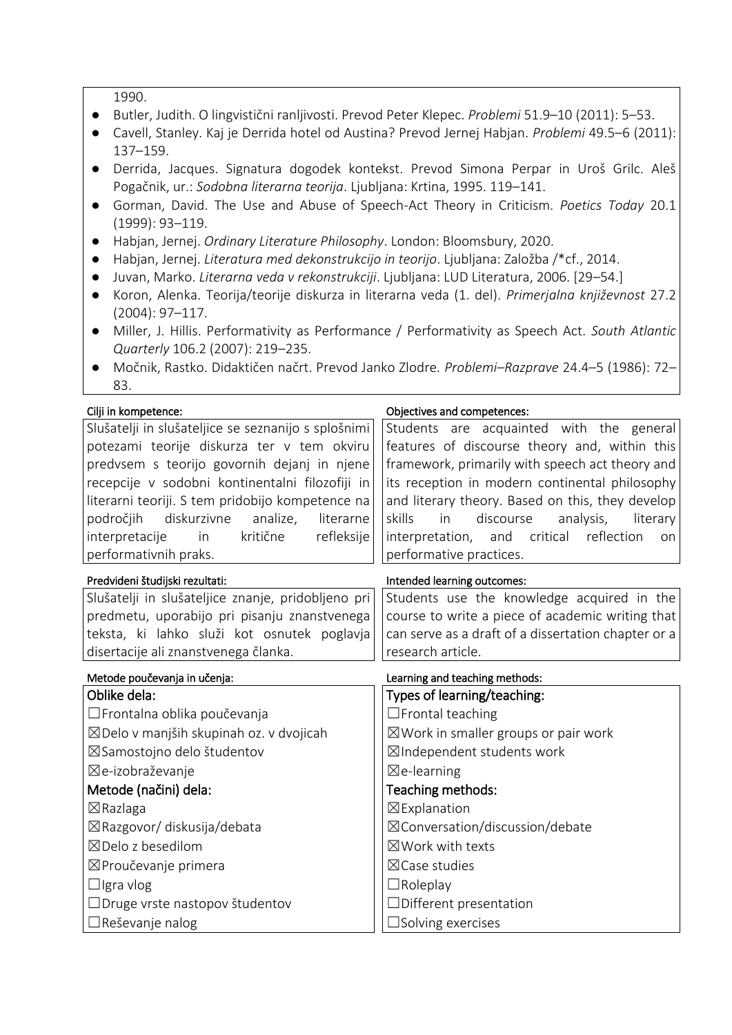1990.

- Butler, Judith. O lingvistični ranljivosti. Prevod Peter Klepec. *Problemi* 51.9–10 (2011): 5–53.
- Cavell, Stanley. Kaj je Derrida hotel od Austina? Prevod Jernej Habjan. *Problemi* 49.5–6 (2011): 137–159.
- Derrida, Jacques. Signatura dogodek kontekst. Prevod Simona Perpar in Uroš Grilc. Aleš Pogačnik, ur.: *Sodobna literarna teorija*. Ljubljana: Krtina, 1995. 119–141.
- Gorman, David. The Use and Abuse of Speech-Act Theory in Criticism. *Poetics Today* 20.1 (1999): 93–119.
- Habjan, Jernej. *Ordinary Literature Philosophy*. London: Bloomsbury, 2020.
- Habjan, Jernej. *Literatura med dekonstrukcijo in teorijo*. Ljubljana: Založba /*cf., 2014.
- Juvan, Marko. *Literarna veda v rekonstrukciji*. Ljubljana: LUD Literatura, 2006. [29–54.]
- Koron, Alenka. Teorija/teorije diskurza in literarna veda (1. del). *Primerjalna književnost* 27.2 (2004): 97–117.
- Miller, J. Hillis. Performativity as Performance / Performativity as Speech Act. *South Atlantic Quarterly* 106.2 (2007): 219–235.
- Močnik, Rastko. Didaktičen načrt. Prevod Janko Zlodre. *Problemi–Razprave* 24.4–5 (1986): 72–83.

| Cilji in kompetence: | Objectives and competences: |
|---|---|
| Slušatelji in slušateljice se seznanijo s splošnimi potezami teorije diskurza ter v tem okviru predvsem s teorijo govornih dejanj in njene recepcije v sodobni kontinentalni filozofiji in literarni teoriji. S tem pridobijo kompetence na področjih diskurzivne analize, literarne interpretacije in kritične refleksije performativnih praks. | Students are acquainted with the general features of discourse theory and, within this framework, primarily with speech act theory and its reception in modern continental philosophy and literary theory. Based on this, they develop skills in discourse analysis, literary interpretation, and critical reflection on performative practices. |

| Predvideni študijski rezultati: | Intended learning outcomes: |
|---|---|
| Slušatelji in slušateljice znanje, pridobljeno pri predmetu, uporabijo pri pisanju znanstvenega teksta, ki lahko služi kot osnutek poglavja disertacije ali znanstvenega članka. | Students use the knowledge acquired in the course to write a piece of academic writing that can serve as a draft of a dissertation chapter or a research article. |

| Metode poučevanja in učenja: | Learning and teaching methods: |
|---|---|
| **Oblike dela:** | **Types of learning/teaching:** |
| ☐Frontalna oblika poučevanja | ☐Frontal teaching |
| ☒Delo v manjših skupinah oz. v dvojicah | ☒Work in smaller groups or pair work |
| ☒Samostojno delo študentov | ☒Independent students work |
| ☒e-izobraževanje | ☒e-learning |
| **Metode (načini) dela:** | **Teaching methods:** |
| ☒Razlaga | ☒Explanation |
| ☒Razgovor/ diskusija/debata | ☒Conversation/discussion/debate |
| ☒Delo z besedilom | ☒Work with texts |
| ☒Proučevanje primera | ☒Case studies |
| ☐Igra vlog | ☐Roleplay |
| ☐Druge vrste nastopov študentov | ☐Different presentation |
| ☐Reševanje nalog | ☐Solving exercises |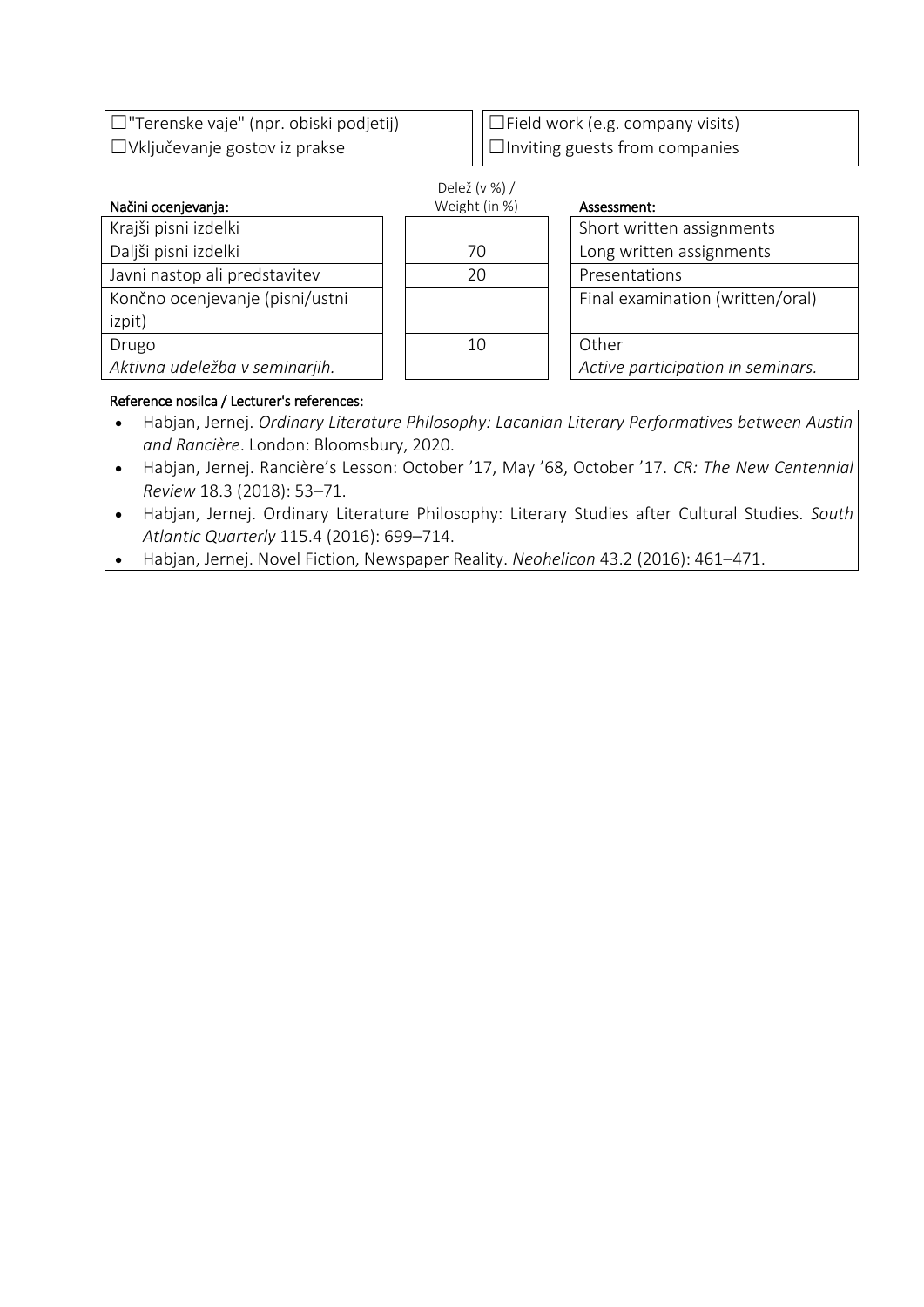| | |
|---|---|
| ☐"Terenske vaje" (npr. obiski podjetij)<br>☐Vključevanje gostov iz prakse | ☐Field work (e.g. company visits)<br>☐Inviting guests from companies |

| Načini ocenjevanja: | Delež (v %) / Weight (in %) | Assessment: |
|---|---|---|
| Krajši pisni izdelki | | Short written assignments |
| Daljši pisni izdelki | 70 | Long written assignments |
| Javni nastop ali predstavitev | 20 | Presentations |
| Končno ocenjevanje (pisni/ustni izpit) | | Final examination (written/oral) |
| Drugo<br>*Aktivna udeležba v seminarjih.* | 10 | Other<br>*Active participation in seminars.* |

**Reference nosilca / Lecturer's references:**

- Habjan, Jernej. *Ordinary Literature Philosophy: Lacanian Literary Performatives between Austin and Rancière*. London: Bloomsbury, 2020.
- Habjan, Jernej. Rancière's Lesson: October '17, May '68, October '17. *CR: The New Centennial Review* 18.3 (2018): 53–71.
- Habjan, Jernej. Ordinary Literature Philosophy: Literary Studies after Cultural Studies. *South Atlantic Quarterly* 115.4 (2016): 699–714.
- Habjan, Jernej. Novel Fiction, Newspaper Reality. *Neohelicon* 43.2 (2016): 461–471.